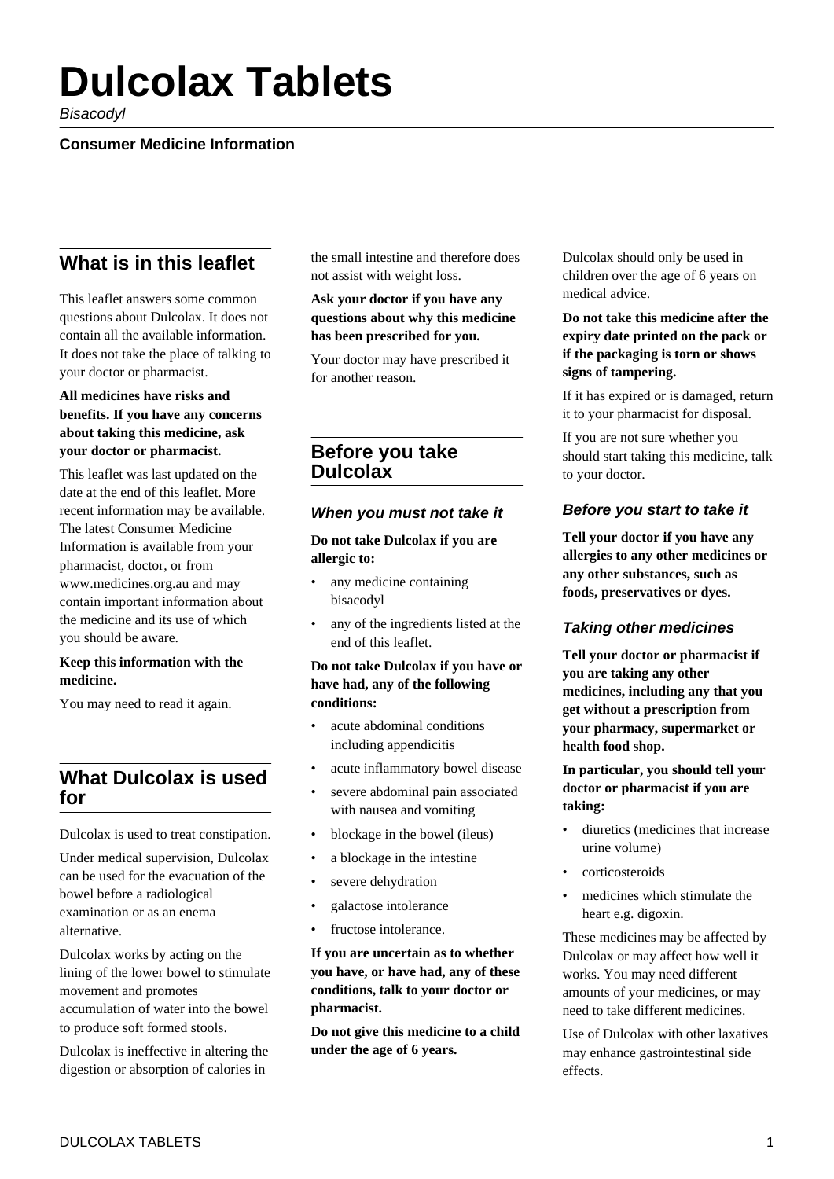# Dulcolax Tablets

*Bisacodyl*

**Consumer Medicine Information**

## What is in this leaflet

This leaflet answers some common questions about Dulcolax. It does not contain all the available information. It does not take the place of talking to your doctor or pharmacist.

**All medicines have risks and benefits. If you have any concerns about taking this medicine, ask your doctor or pharmacist.**

This leaflet was last updated on the date at the end of this leaflet. More recent information may be available. The latest Consumer Medicine Information is available from your pharmacist, doctor, or from www.medicines.org.au and may contain important information about the medicine and its use of which you should be aware.

**Keep this information with the medicine.**

You may need to read it again.

## What Dulcolax is used for

Dulcolax is used to treat constipation.

Under medical supervision, Dulcolax can be used for the evacuation of the bowel before a radiological examination or as an enema alternative.

Dulcolax works by acting on the lining of the lower bowel to stimulate movement and promotes accumulation of water into the bowel to produce soft formed stools.

Dulcolax is ineffective in altering the digestion or absorption of calories in the small intestine and therefore does not assist with weight loss.

**Ask your doctor if you have any questions about why this medicine has been prescribed for you.**

Your doctor may have prescribed it for another reason.

## Before you take Dulcolax

### *When you must not take it*

**Do not take Dulcolax if you are allergic to:**

- any medicine containing bisacodyl
- any of the ingredients listed at the end of this leaflet.

**Do not take Dulcolax if you have or have had, any of the following conditions:**

- acute abdominal conditions including appendicitis
- acute inflammatory bowel disease
- severe abdominal pain associated with nausea and vomiting
- blockage in the bowel (ileus)
- a blockage in the intestine
- severe dehydration
- galactose intolerance
- fructose intolerance.

**If you are uncertain as to whether you have, or have had, any of these conditions, talk to your doctor or pharmacist.**

**Do not give this medicine to a child under the age of 6 years.**

Dulcolax should only be used in children over the age of 6 years on medical advice.

**Do not take this medicine after the expiry date printed on the pack or if the packaging is torn or shows signs of tampering.**

If it has expired or is damaged, return it to your pharmacist for disposal.

If you are not sure whether you should start taking this medicine, talk to your doctor.

### *Before you start to take it*

**Tell your doctor if you have any allergies to any other medicines or any other substances, such as foods, preservatives or dyes.**

### *Taking other medicines*

**Tell your doctor or pharmacist if you are taking any other medicines, including any that you get without a prescription from your pharmacy, supermarket or health food shop.**

**In particular, you should tell your doctor or pharmacist if you are taking:**

- diuretics (medicines that increase urine volume)
- corticosteroids
- medicines which stimulate the heart e.g. digoxin.

These medicines may be affected by Dulcolax or may affect how well it works. You may need different amounts of your medicines, or may need to take different medicines.

Use of Dulcolax with other laxatives may enhance gastrointestinal side effects.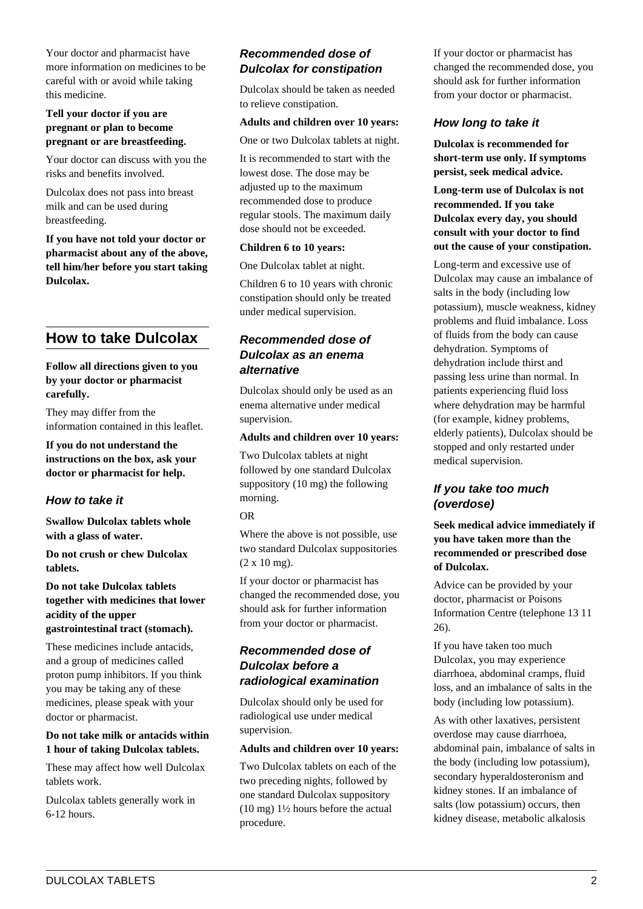Your doctor and pharmacist have more information on medicines to be careful with or avoid while taking this medicine.

**Tell your doctor if you are pregnant or plan to become pregnant or are breastfeeding.**

Your doctor can discuss with you the risks and benefits involved.

Dulcolax does not pass into breast milk and can be used during breastfeeding.

**If you have not told your doctor or pharmacist about any of the above, tell him/her before you start taking Dulcolax.**

## How to take Dulcolax

**Follow all directions given to you by your doctor or pharmacist carefully.**

They may differ from the information contained in this leaflet.

**If you do not understand the instructions on the box, ask your doctor or pharmacist for help.**

### *How to take it*

**Swallow Dulcolax tablets whole with a glass of water.**

**Do not crush or chew Dulcolax tablets.**

**Do not take Dulcolax tablets together with medicines that lower acidity of the upper gastrointestinal tract (stomach).**

These medicines include antacids, and a group of medicines called proton pump inhibitors. If you think you may be taking any of these medicines, please speak with your doctor or pharmacist.

**Do not take milk or antacids within 1 hour of taking Dulcolax tablets.**

These may affect how well Dulcolax tablets work.

Dulcolax tablets generally work in 6-12 hours.

### *Recommended dose of Dulcolax for constipation*

Dulcolax should be taken as needed to relieve constipation.

**Adults and children over 10 years:**

One or two Dulcolax tablets at night.

It is recommended to start with the lowest dose. The dose may be adjusted up to the maximum recommended dose to produce regular stools. The maximum daily dose should not be exceeded.

**Children 6 to 10 years:**

One Dulcolax tablet at night.

Children 6 to 10 years with chronic constipation should only be treated under medical supervision.

### *Recommended dose of Dulcolax as an enema alternative*

Dulcolax should only be used as an enema alternative under medical supervision.

**Adults and children over 10 years:**

Two Dulcolax tablets at night followed by one standard Dulcolax suppository (10 mg) the following morning.

OR

Where the above is not possible, use two standard Dulcolax suppositories (2 x 10 mg).

If your doctor or pharmacist has changed the recommended dose, you should ask for further information from your doctor or pharmacist.

### *Recommended dose of Dulcolax before a radiological examination*

Dulcolax should only be used for radiological use under medical supervision.

**Adults and children over 10 years:**

Two Dulcolax tablets on each of the two preceding nights, followed by one standard Dulcolax suppository (10 mg) 1½ hours before the actual procedure.

If your doctor or pharmacist has changed the recommended dose, you should ask for further information from your doctor or pharmacist.

### *How long to take it*

**Dulcolax is recommended for short-term use only. If symptoms persist, seek medical advice.**

**Long-term use of Dulcolax is not recommended. If you take Dulcolax every day, you should consult with your doctor to find out the cause of your constipation.**

Long-term and excessive use of Dulcolax may cause an imbalance of salts in the body (including low potassium), muscle weakness, kidney problems and fluid imbalance. Loss of fluids from the body can cause dehydration. Symptoms of dehydration include thirst and passing less urine than normal. In patients experiencing fluid loss where dehydration may be harmful (for example, kidney problems, elderly patients), Dulcolax should be stopped and only restarted under medical supervision.

### *If you take too much (overdose)*

**Seek medical advice immediately if you have taken more than the recommended or prescribed dose of Dulcolax.**

Advice can be provided by your doctor, pharmacist or Poisons Information Centre (telephone 13 11 26).

If you have taken too much Dulcolax, you may experience diarrhoea, abdominal cramps, fluid loss, and an imbalance of salts in the body (including low potassium).

As with other laxatives, persistent overdose may cause diarrhoea, abdominal pain, imbalance of salts in the body (including low potassium), secondary hyperaldosteronism and kidney stones. If an imbalance of salts (low potassium) occurs, then kidney disease, metabolic alkalosis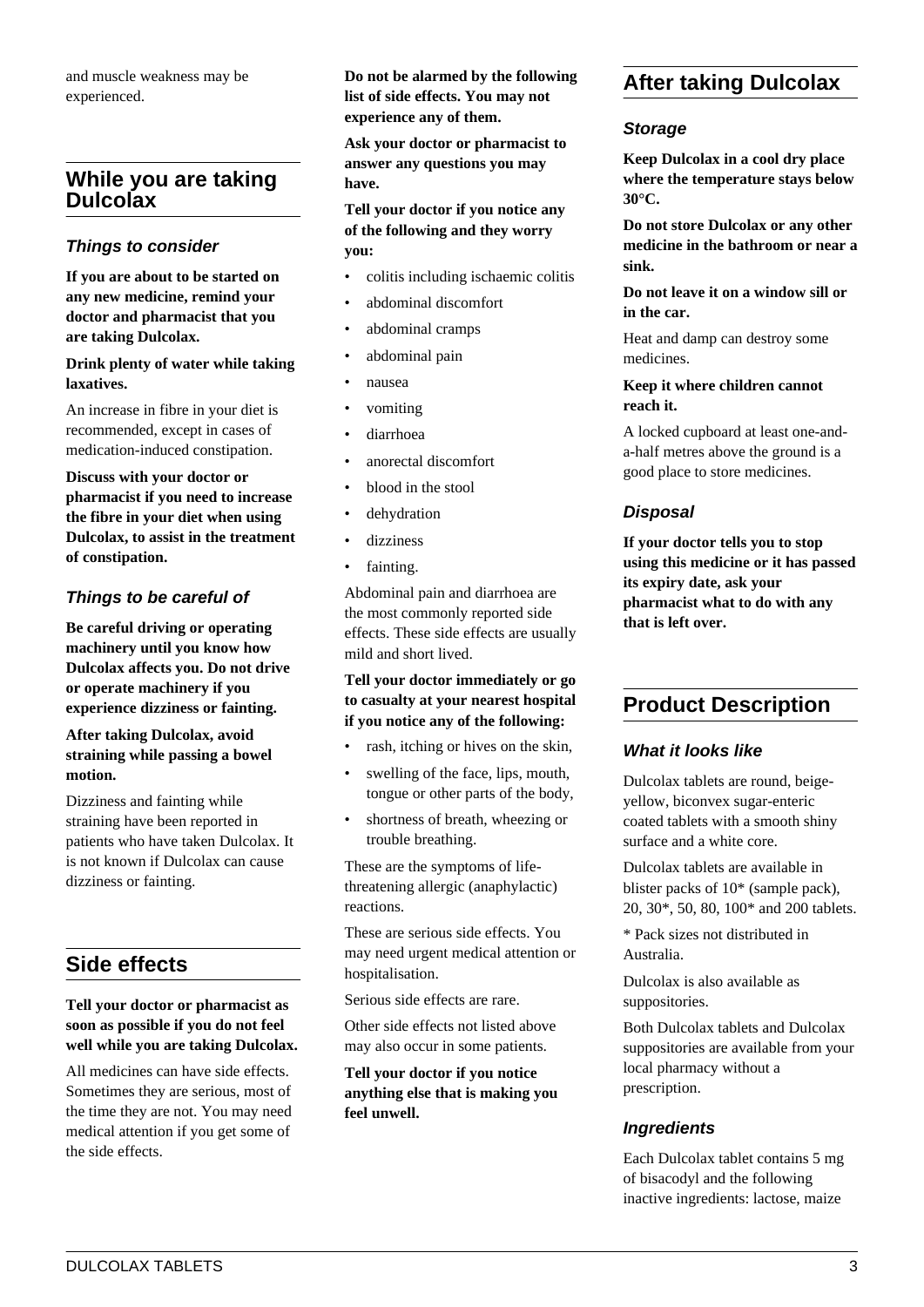and muscle weakness may be experienced.

## While you are taking Dulcolax

### Things to consider

**If you are about to be started on any new medicine, remind your doctor and pharmacist that you are taking Dulcolax.**

**Drink plenty of water while taking laxatives.**

An increase in fibre in your diet is recommended, except in cases of medication-induced constipation.

**Discuss with your doctor or pharmacist if you need to increase the fibre in your diet when using Dulcolax, to assist in the treatment of constipation.**

### Things to be careful of

**Be careful driving or operating machinery until you know how Dulcolax affects you. Do not drive or operate machinery if you experience dizziness or fainting.**

**After taking Dulcolax, avoid straining while passing a bowel motion.**

Dizziness and fainting while straining have been reported in patients who have taken Dulcolax. It is not known if Dulcolax can cause dizziness or fainting.

## Side effects

**Tell your doctor or pharmacist as soon as possible if you do not feel well while you are taking Dulcolax.**

All medicines can have side effects. Sometimes they are serious, most of the time they are not. You may need medical attention if you get some of the side effects.

**Do not be alarmed by the following list of side effects. You may not experience any of them.**

**Ask your doctor or pharmacist to answer any questions you may have.**

**Tell your doctor if you notice any of the following and they worry you:**

- colitis including ischaemic colitis
- abdominal discomfort
- abdominal cramps
- abdominal pain
- nausea
- vomiting
- diarrhoea
- anorectal discomfort
- blood in the stool
- dehydration
- dizziness
- fainting.

Abdominal pain and diarrhoea are the most commonly reported side effects. These side effects are usually mild and short lived.

**Tell your doctor immediately or go to casualty at your nearest hospital if you notice any of the following:**

- rash, itching or hives on the skin,
- swelling of the face, lips, mouth, tongue or other parts of the body,
- shortness of breath, wheezing or trouble breathing.

These are the symptoms of life-threatening allergic (anaphylactic) reactions.

These are serious side effects. You may need urgent medical attention or hospitalisation.

Serious side effects are rare.

Other side effects not listed above may also occur in some patients.

**Tell your doctor if you notice anything else that is making you feel unwell.**

## After taking Dulcolax

### Storage

**Keep Dulcolax in a cool dry place where the temperature stays below 30°C.**

**Do not store Dulcolax or any other medicine in the bathroom or near a sink.**

**Do not leave it on a window sill or in the car.**

Heat and damp can destroy some medicines.

**Keep it where children cannot reach it.**

A locked cupboard at least one-and-a-half metres above the ground is a good place to store medicines.

### Disposal

**If your doctor tells you to stop using this medicine or it has passed its expiry date, ask your pharmacist what to do with any that is left over.**

## Product Description

### What it looks like

Dulcolax tablets are round, beige-yellow, biconvex sugar-enteric coated tablets with a smooth shiny surface and a white core.

Dulcolax tablets are available in blister packs of 10* (sample pack), 20, 30*, 50, 80, 100* and 200 tablets.

* Pack sizes not distributed in Australia.

Dulcolax is also available as suppositories.

Both Dulcolax tablets and Dulcolax suppositories are available from your local pharmacy without a prescription.

### Ingredients

Each Dulcolax tablet contains 5 mg of bisacodyl and the following inactive ingredients: lactose, maize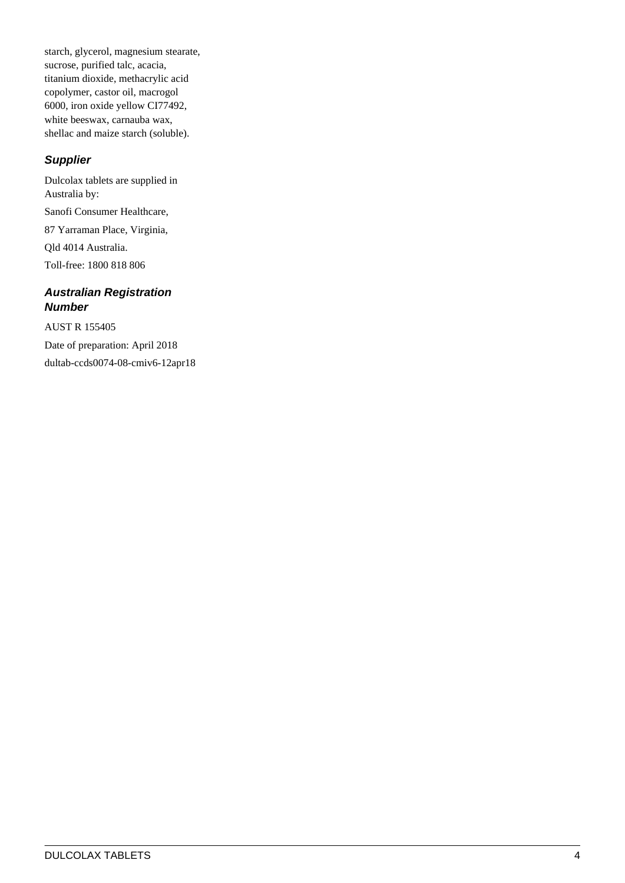starch, glycerol, magnesium stearate, sucrose, purified talc, acacia, titanium dioxide, methacrylic acid copolymer, castor oil, macrogol 6000, iron oxide yellow CI77492, white beeswax, carnauba wax, shellac and maize starch (soluble).

### *Supplier*

Dulcolax tablets are supplied in Australia by:

Sanofi Consumer Healthcare,

87 Yarraman Place, Virginia,

Qld 4014 Australia.

Toll-free: 1800 818 806

### *Australian Registration Number*

AUST R 155405

Date of preparation: April 2018

dultab-ccds0074-08-cmiv6-12apr18